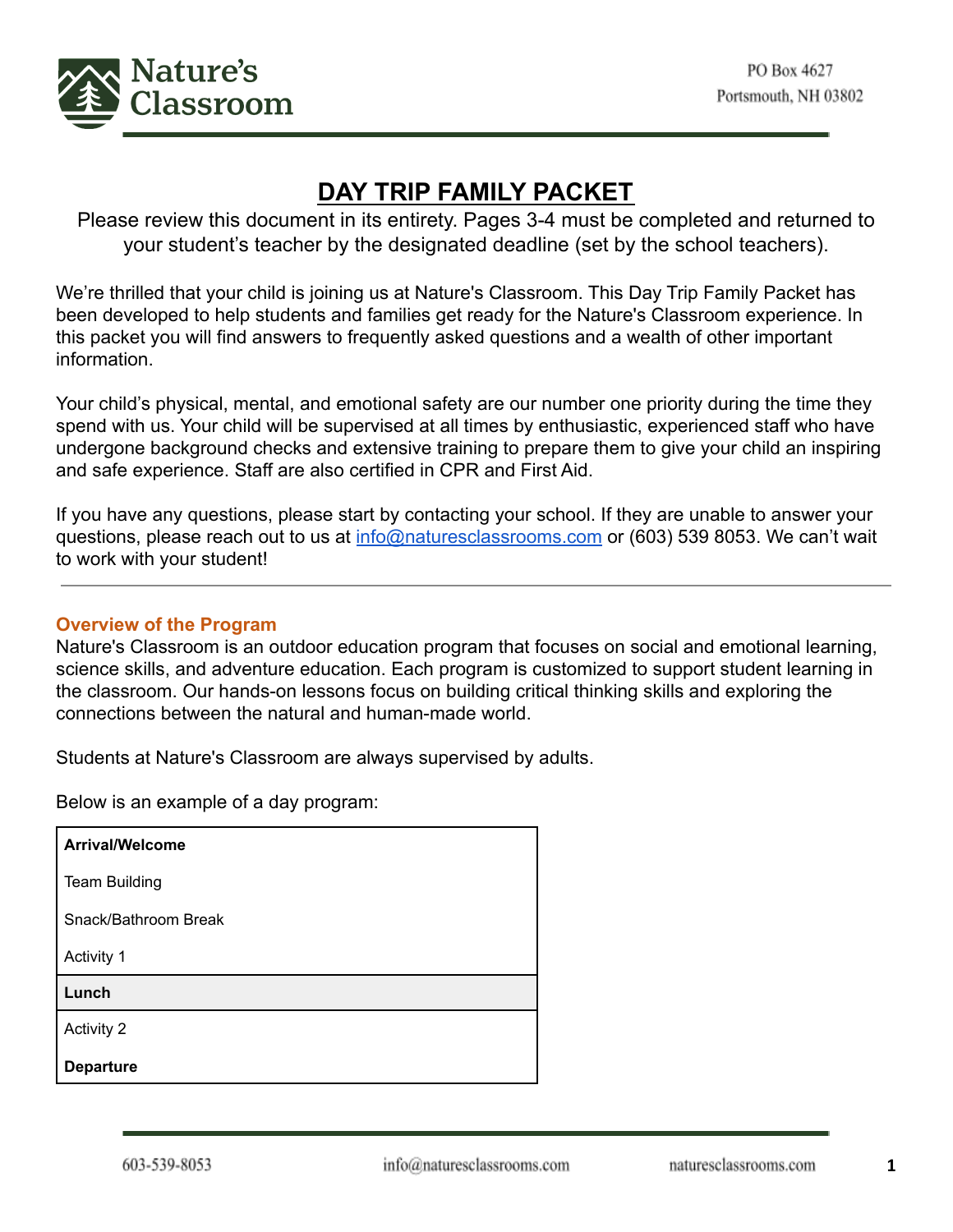Nature's Classroom

PO Box 4627
Portsmouth, NH 03802

# DAY TRIP FAMILY PACKET

Please review this document in its entirety. Pages 3-4 must be completed and returned to your student's teacher by the designated deadline (set by the school teachers).

We're thrilled that your child is joining us at Nature's Classroom. This Day Trip Family Packet has been developed to help students and families get ready for the Nature's Classroom experience. In this packet you will find answers to frequently asked questions and a wealth of other important information.

Your child's physical, mental, and emotional safety are our number one priority during the time they spend with us. Your child will be supervised at all times by enthusiastic, experienced staff who have undergone background checks and extensive training to prepare them to give your child an inspiring and safe experience. Staff are also certified in CPR and First Aid.

If you have any questions, please start by contacting your school. If they are unable to answer your questions, please reach out to us at info@naturesclassrooms.com or (603) 539 8053. We can't wait to work with your student!

---

## Overview of the Program

Nature's Classroom is an outdoor education program that focuses on social and emotional learning, science skills, and adventure education. Each program is customized to support student learning in the classroom. Our hands-on lessons focus on building critical thinking skills and exploring the connections between the natural and human-made world.

Students at Nature's Classroom are always supervised by adults.

Below is an example of a day program:

| **Arrival/Welcome** |
|---|
| Team Building |
| Snack/Bathroom Break |
| Activity 1 |
| **Lunch** |
| Activity 2 |
| **Departure** |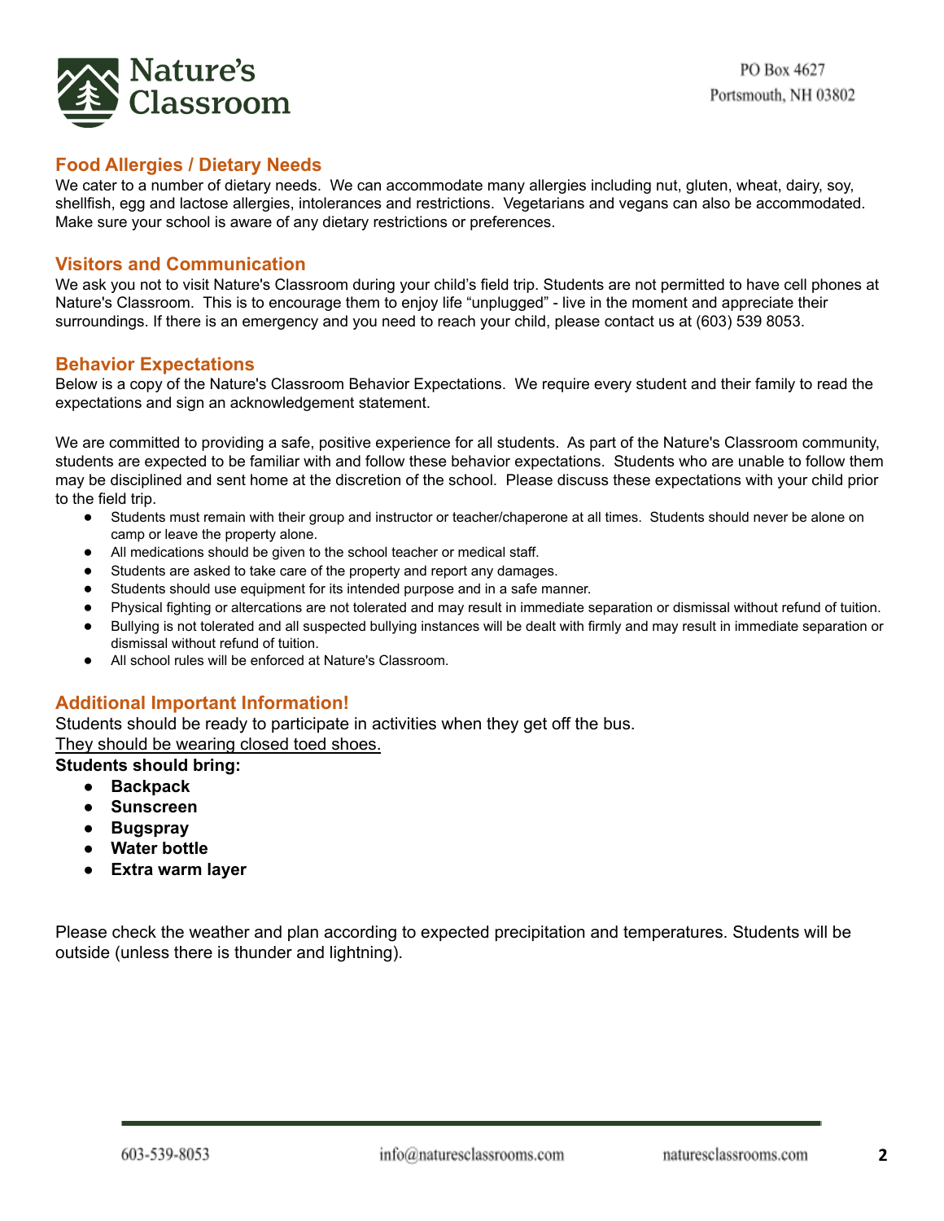## Food Allergies / Dietary Needs

We cater to a number of dietary needs. We can accommodate many allergies including nut, gluten, wheat, dairy, soy, shellfish, egg and lactose allergies, intolerances and restrictions. Vegetarians and vegans can also be accommodated. Make sure your school is aware of any dietary restrictions or preferences.

## Visitors and Communication

We ask you not to visit Nature's Classroom during your child's field trip. Students are not permitted to have cell phones at Nature's Classroom. This is to encourage them to enjoy life "unplugged" - live in the moment and appreciate their surroundings. If there is an emergency and you need to reach your child, please contact us at (603) 539 8053.

## Behavior Expectations

Below is a copy of the Nature's Classroom Behavior Expectations. We require every student and their family to read the expectations and sign an acknowledgement statement.

We are committed to providing a safe, positive experience for all students. As part of the Nature's Classroom community, students are expected to be familiar with and follow these behavior expectations. Students who are unable to follow them may be disciplined and sent home at the discretion of the school. Please discuss these expectations with your child prior to the field trip.

- Students must remain with their group and instructor or teacher/chaperone at all times. Students should never be alone on camp or leave the property alone.
- All medications should be given to the school teacher or medical staff.
- Students are asked to take care of the property and report any damages.
- Students should use equipment for its intended purpose and in a safe manner.
- Physical fighting or altercations are not tolerated and may result in immediate separation or dismissal without refund of tuition.
- Bullying is not tolerated and all suspected bullying instances will be dealt with firmly and may result in immediate separation or dismissal without refund of tuition.
- All school rules will be enforced at Nature's Classroom.

## Additional Important Information!

Students should be ready to participate in activities when they get off the bus.
<u>They should be wearing closed toed shoes.</u>

**Students should bring:**

- **Backpack**
- **Sunscreen**
- **Bugspray**
- **Water bottle**
- **Extra warm layer**

Please check the weather and plan according to expected precipitation and temperatures. Students will be outside (unless there is thunder and lightning).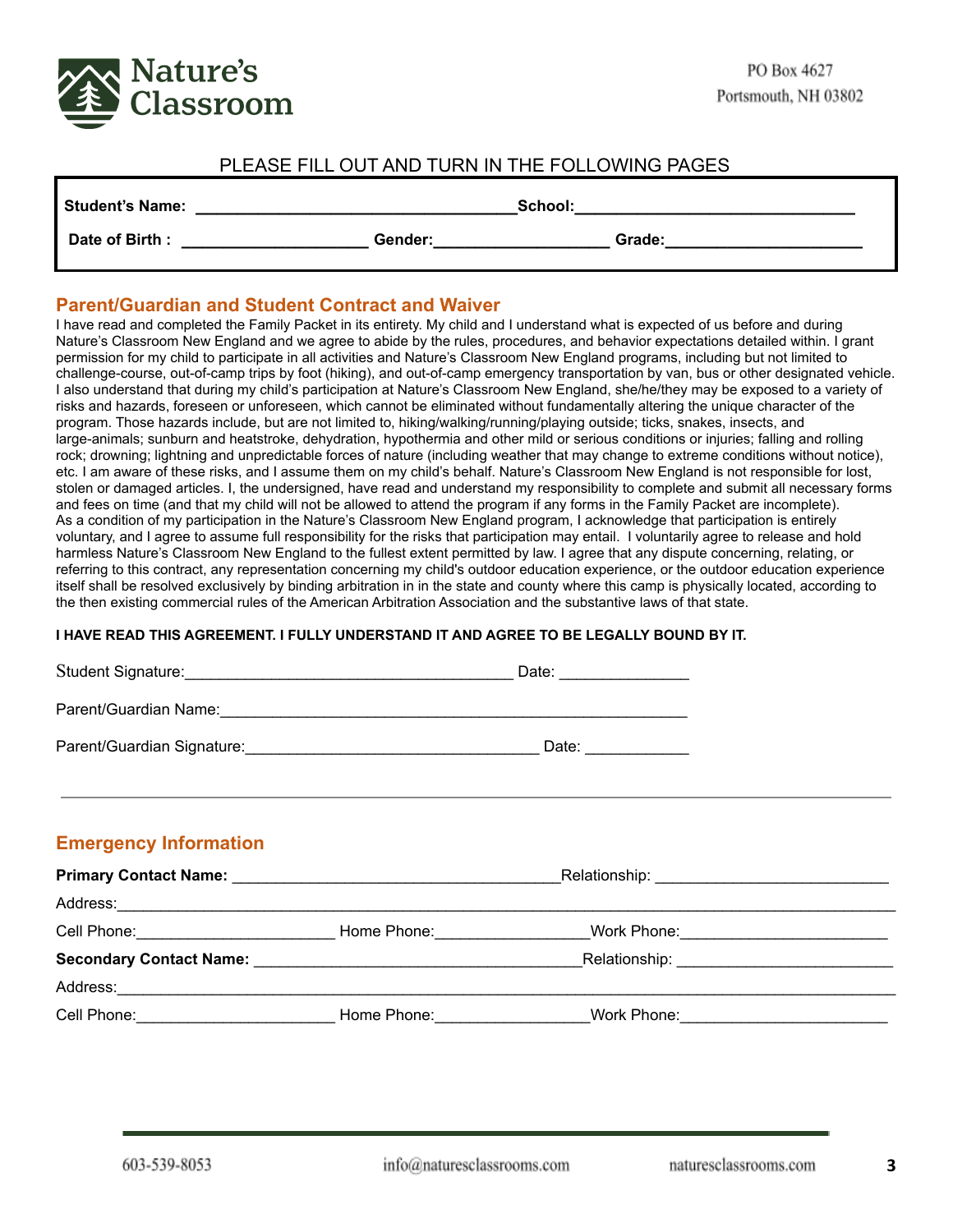Nature's Classroom

PO Box 4627
Portsmouth, NH 03802

PLEASE FILL OUT AND TURN IN THE FOLLOWING PAGES

**Student's Name:** ________________________________ **School:** ____________________________

**Date of Birth :** ____________________ **Gender:** ___________________ **Grade:** _____________________

## Parent/Guardian and Student Contract and Waiver

I have read and completed the Family Packet in its entirety. My child and I understand what is expected of us before and during Nature's Classroom New England and we agree to abide by the rules, procedures, and behavior expectations detailed within. I grant permission for my child to participate in all activities and Nature's Classroom New England programs, including but not limited to challenge-course, out-of-camp trips by foot (hiking), and out-of-camp emergency transportation by van, bus or other designated vehicle. I also understand that during my child's participation at Nature's Classroom New England, she/he/they may be exposed to a variety of risks and hazards, foreseen or unforeseen, which cannot be eliminated without fundamentally altering the unique character of the program. Those hazards include, but are not limited to, hiking/walking/running/playing outside; ticks, snakes, insects, and large-animals; sunburn and heatstroke, dehydration, hypothermia and other mild or serious conditions or injuries; falling and rolling rock; drowning; lightning and unpredictable forces of nature (including weather that may change to extreme conditions without notice), etc. I am aware of these risks, and I assume them on my child's behalf. Nature's Classroom New England is not responsible for lost, stolen or damaged articles. I, the undersigned, have read and understand my responsibility to complete and submit all necessary forms and fees on time (and that my child will not be allowed to attend the program if any forms in the Family Packet are incomplete). As a condition of my participation in the Nature's Classroom New England program, I acknowledge that participation is entirely voluntary, and I agree to assume full responsibility for the risks that participation may entail. I voluntarily agree to release and hold harmless Nature's Classroom New England to the fullest extent permitted by law. I agree that any dispute concerning, relating, or referring to this contract, any representation concerning my child's outdoor education experience, or the outdoor education experience itself shall be resolved exclusively by binding arbitration in in the state and county where this camp is physically located, according to the then existing commercial rules of the American Arbitration Association and the substantive laws of that state.

**I HAVE READ THIS AGREEMENT. I FULLY UNDERSTAND IT AND AGREE TO BE LEGALLY BOUND BY IT.**

Student Signature:____________________________________ Date: ______________

Parent/Guardian Name:____________________________________________________

Parent/Guardian Signature:________________________________ Date: ___________

---

## Emergency Information

**Primary Contact Name:** ____________________________________Relationship: _________________________

Address:_________________________________________________________________________________

Cell Phone:______________________ Home Phone:________________Work Phone:______________________

**Secondary Contact Name:** ____________________________________Relationship: _______________________

Address:_________________________________________________________________________________

Cell Phone:______________________ Home Phone:________________Work Phone:______________________

603-539-8053 info@naturesclassrooms.com naturesclassrooms.com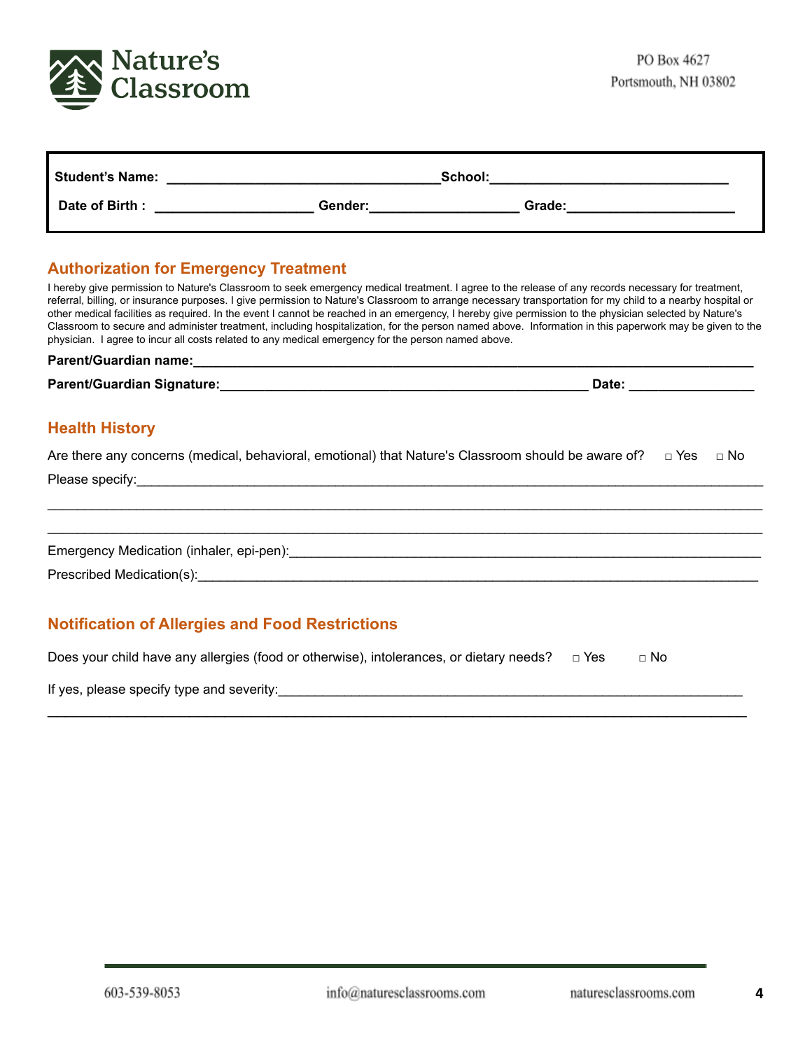Nature's Classroom

PO Box 4627
Portsmouth, NH 03802

**Student's Name:** ___________________________________ **School:** ______________________________

**Date of Birth :** ____________________ **Gender:** __________________ **Grade:** ____________________

## Authorization for Emergency Treatment

I hereby give permission to Nature's Classroom to seek emergency medical treatment. I agree to the release of any records necessary for treatment, referral, billing, or insurance purposes. I give permission to Nature's Classroom to arrange necessary transportation for my child to a nearby hospital or other medical facilities as required. In the event I cannot be reached in an emergency, I hereby give permission to the physician selected by Nature's Classroom to secure and administer treatment, including hospitalization, for the person named above. Information in this paperwork may be given to the physician. I agree to incur all costs related to any medical emergency for the person named above.

**Parent/Guardian name:** ________________________________________________________________________

**Parent/Guardian Signature:** ______________________________________________ **Date:** _______________

## Health History

Are there any concerns (medical, behavioral, emotional) that Nature's Classroom should be aware of? □ Yes □ No

Please specify: ______________________________________________________________________________

_____________________________________________________________________________________________

_____________________________________________________________________________________________

Emergency Medication (inhaler, epi-pen): ____________________________________________________________

Prescribed Medication(s): _______________________________________________________________________

## Notification of Allergies and Food Restrictions

Does your child have any allergies (food or otherwise), intolerances, or dietary needs? □ Yes □ No

If yes, please specify type and severity: _______________________________________________________

_____________________________________________________________________________________________

603-539-8053 info@naturesclassrooms.com naturesclassrooms.com